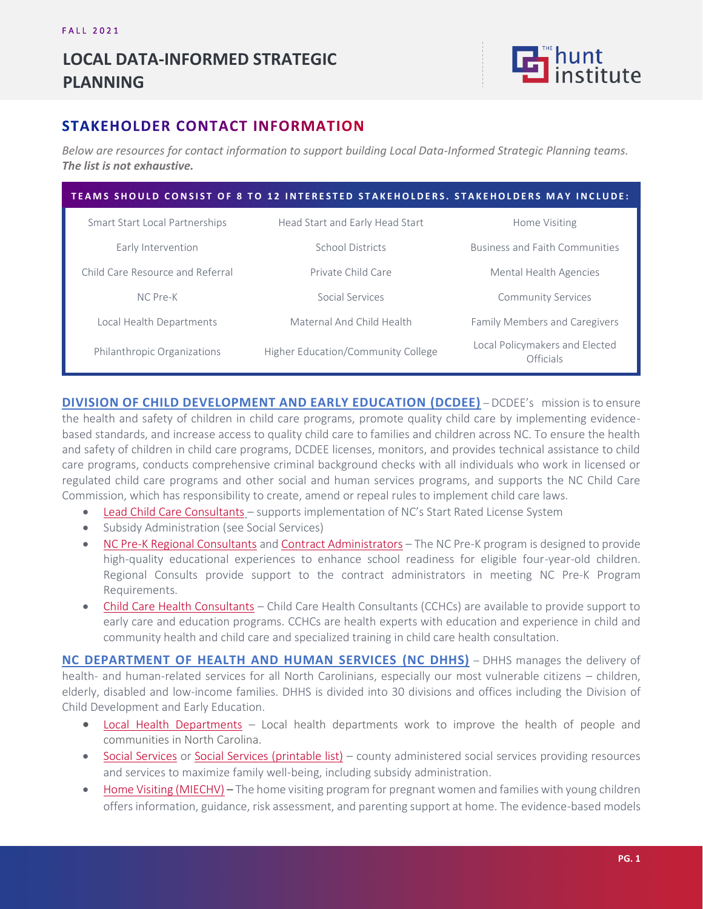FALL 2021

# LOCAL DATA-INFORMED STRATEGIC PLANNING

## STAKEHOLDER CONTACT INFORMATION

*Below are resources for contact information to support building Local Data-Informed Strategic Planning teams.* ***The list is not exhaustive.***

| TEAMS SHOULD CONSIST OF 8 TO 12 INTERESTED STAKEHOLDERS. STAKEHOLDERS MAY INCLUDE: | | |
|---|---|---|
| Smart Start Local Partnerships | Head Start and Early Head Start | Home Visiting |
| Early Intervention | School Districts | Business and Faith Communities |
| Child Care Resource and Referral | Private Child Care | Mental Health Agencies |
| NC Pre-K | Social Services | Community Services |
| Local Health Departments | Maternal And Child Health | Family Members and Caregivers |
| Philanthropic Organizations | Higher Education/Community College | Local Policymakers and Elected Officials |

**DIVISION OF CHILD DEVELOPMENT AND EARLY EDUCATION (DCDEE)** – DCDEE's mission is to ensure the health and safety of children in child care programs, promote quality child care by implementing evidence-based standards, and increase access to quality child care to families and children across NC. To ensure the health and safety of children in child care programs, DCDEE licenses, monitors, and provides technical assistance to child care programs, conducts comprehensive criminal background checks with all individuals who work in licensed or regulated child care programs and other social and human services programs, and supports the NC Child Care Commission, which has responsibility to create, amend or repeal rules to implement child care laws.

- Lead Child Care Consultants – supports implementation of NC's Start Rated License System
- Subsidy Administration (see Social Services)
- NC Pre-K Regional Consultants and Contract Administrators – The NC Pre-K program is designed to provide high-quality educational experiences to enhance school readiness for eligible four-year-old children. Regional Consults provide support to the contract administrators in meeting NC Pre-K Program Requirements.
- Child Care Health Consultants – Child Care Health Consultants (CCHCs) are available to provide support to early care and education programs. CCHCs are health experts with education and experience in child and community health and child care and specialized training in child care health consultation.

**NC DEPARTMENT OF HEALTH AND HUMAN SERVICES (NC DHHS)** – DHHS manages the delivery of health- and human-related services for all North Carolinians, especially our most vulnerable citizens – children, elderly, disabled and low-income families. DHHS is divided into 30 divisions and offices including the Division of Child Development and Early Education.

- Local Health Departments – Local health departments work to improve the health of people and communities in North Carolina.
- Social Services or Social Services (printable list) – county administered social services providing resources and services to maximize family well-being, including subsidy administration.
- Home Visiting (MIECHV) – The home visiting program for pregnant women and families with young children offers information, guidance, risk assessment, and parenting support at home. The evidence-based models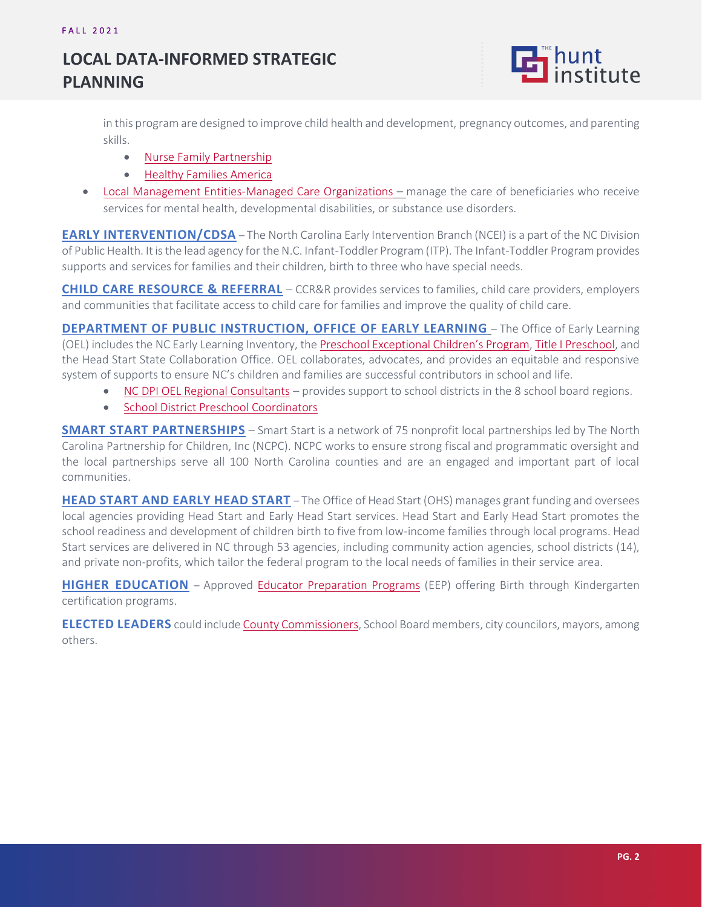in this program are designed to improve child health and development, pregnancy outcomes, and parenting skills.

- Nurse Family Partnership
- Healthy Families America

- Local Management Entities-Managed Care Organizations – manage the care of beneficiaries who receive services for mental health, developmental disabilities, or substance use disorders.

**EARLY INTERVENTION/CDSA** – The North Carolina Early Intervention Branch (NCEI) is a part of the NC Division of Public Health. It is the lead agency for the N.C. Infant-Toddler Program (ITP). The Infant-Toddler Program provides supports and services for families and their children, birth to three who have special needs.

**CHILD CARE RESOURCE & REFERRAL** – CCR&R provides services to families, child care providers, employers and communities that facilitate access to child care for families and improve the quality of child care.

**DEPARTMENT OF PUBLIC INSTRUCTION, OFFICE OF EARLY LEARNING** – The Office of Early Learning (OEL) includes the NC Early Learning Inventory, the Preschool Exceptional Children's Program, Title I Preschool, and the Head Start State Collaboration Office. OEL collaborates, advocates, and provides an equitable and responsive system of supports to ensure NC's children and families are successful contributors in school and life.

- NC DPI OEL Regional Consultants – provides support to school districts in the 8 school board regions.
- School District Preschool Coordinators

**SMART START PARTNERSHIPS** – Smart Start is a network of 75 nonprofit local partnerships led by The North Carolina Partnership for Children, Inc (NCPC). NCPC works to ensure strong fiscal and programmatic oversight and the local partnerships serve all 100 North Carolina counties and are an engaged and important part of local communities.

**HEAD START AND EARLY HEAD START** – The Office of Head Start (OHS) manages grant funding and oversees local agencies providing Head Start and Early Head Start services. Head Start and Early Head Start promotes the school readiness and development of children birth to five from low-income families through local programs. Head Start services are delivered in NC through 53 agencies, including community action agencies, school districts (14), and private non-profits, which tailor the federal program to the local needs of families in their service area.

**HIGHER EDUCATION** – Approved Educator Preparation Programs (EEP) offering Birth through Kindergarten certification programs.

**ELECTED LEADERS** could include County Commissioners, School Board members, city councilors, mayors, among others.